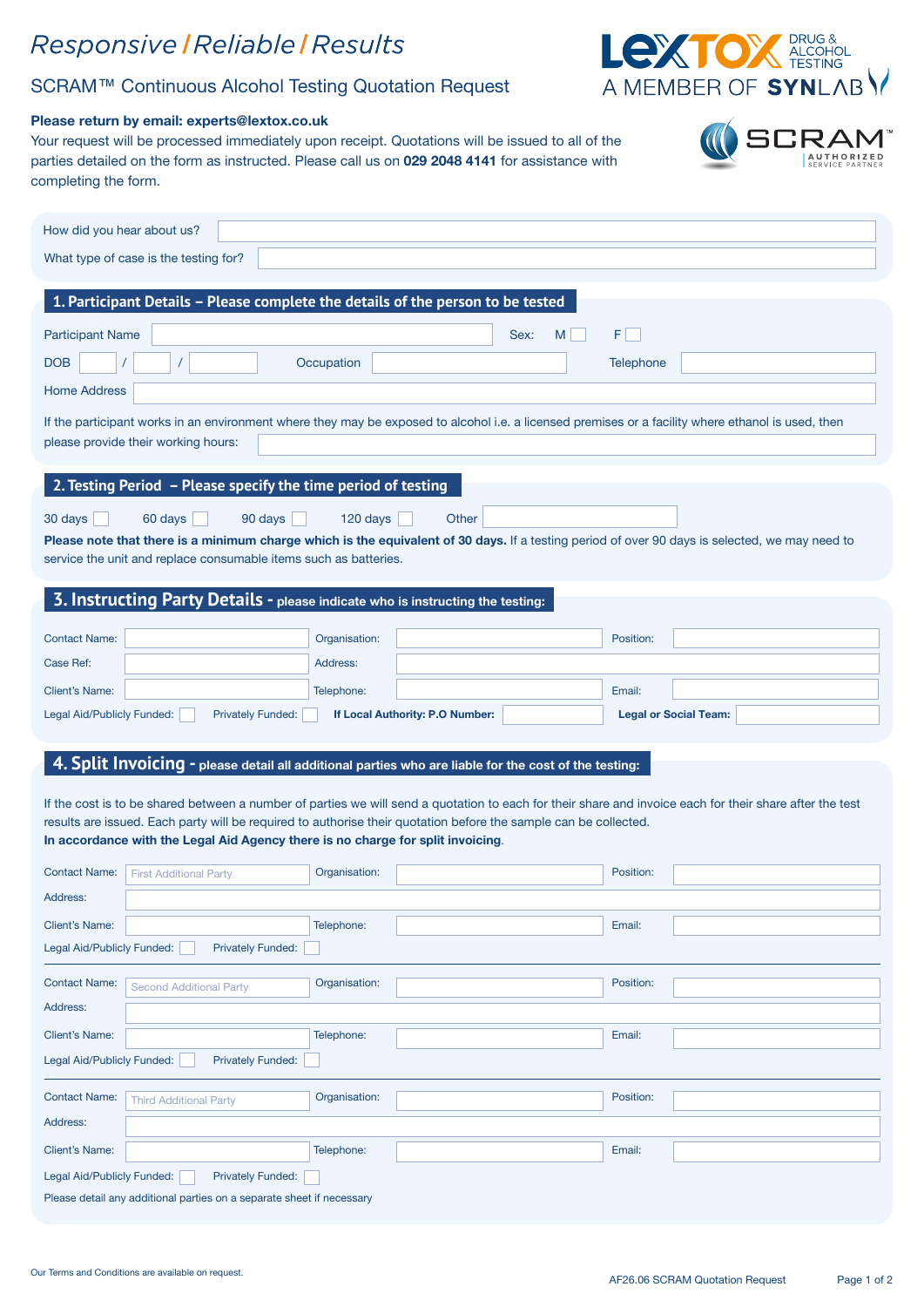# Responsive / Reliable / Results

## SCRAM™ Continuous Alcohol Testing Quotation Request

LEXTOX DRUG & ALCOHOL TESTING
A MEMBER OF SYNLAB

SCRAM™ AUTHORIZED SERVICE PARTNER

**Please return by email: experts@lextox.co.uk**

Your request will be processed immediately upon receipt. Quotations will be issued to all of the parties detailed on the form as instructed. Please call us on **029 2048 4141** for assistance with completing the form.

How did you hear about us?

What type of case is the testing for?

## 1. Participant Details – Please complete the details of the person to be tested

Participant Name Sex: M ☐ F ☐

DOB / / Occupation Telephone

Home Address

If the participant works in an environment where they may be exposed to alcohol i.e. a licensed premises or a facility where ethanol is used, then please provide their working hours:

## 2. Testing Period – Please specify the time period of testing

30 days ☐ 60 days ☐ 90 days ☐ 120 days ☐ Other

**Please note that there is a minimum charge which is the equivalent of 30 days.** If a testing period of over 90 days is selected, we may need to service the unit and replace consumable items such as batteries.

## 3. Instructing Party Details - please indicate who is instructing the testing:

Contact Name: Organisation: Position:

Case Ref: Address:

Client's Name: Telephone: Email:

Legal Aid/Publicly Funded: ☐ Privately Funded: ☐ **If Local Authority: P.O Number:** **Legal or Social Team:**

## 4. Split Invoicing - please detail all additional parties who are liable for the cost of the testing:

If the cost is to be shared between a number of parties we will send a quotation to each for their share and invoice each for their share after the test results are issued. Each party will be required to authorise their quotation before the sample can be collected.
**In accordance with the Legal Aid Agency there is no charge for split invoicing**.

Contact Name: First Additional Party Organisation: Position:

Address:

Client's Name: Telephone: Email:

Legal Aid/Publicly Funded: ☐ Privately Funded: ☐

---

Contact Name: Second Additional Party Organisation: Position:

Address:

Client's Name: Telephone: Email:

Legal Aid/Publicly Funded: ☐ Privately Funded: ☐

---

Contact Name: Third Additional Party Organisation: Position:

Address:

Client's Name: Telephone: Email:

Legal Aid/Publicly Funded: ☐ Privately Funded: ☐

Please detail any additional parties on a separate sheet if necessary

Our Terms and Conditions are available on request.

AF26.06 SCRAM Quotation Request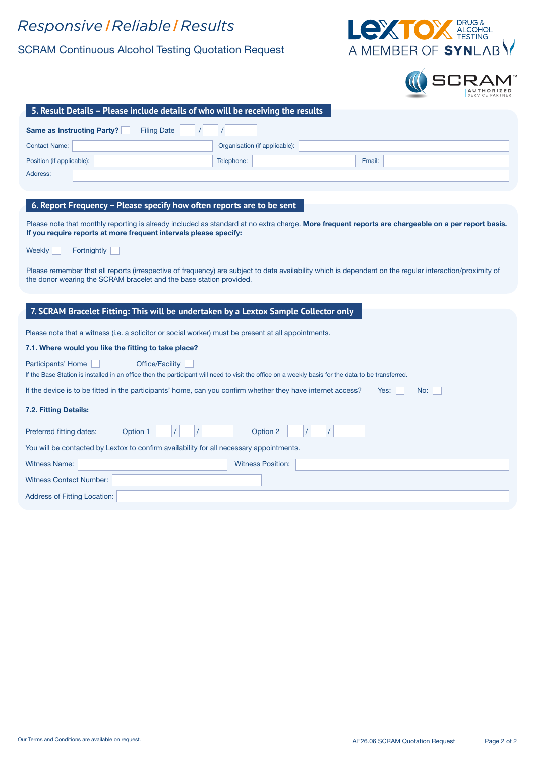*Responsive / Reliable / Results*

SCRAM Continuous Alcohol Testing Quotation Request

## 5. Result Details – Please include details of who will be receiving the results

**Same as Instructing Party?** ☐ Filing Date \_\_ / \_\_ / \_\_\_\_

Contact Name: Organisation (if applicable):

Position (if applicable): Telephone: Email:

Address:

## 6. Report Frequency – Please specify how often reports are to be sent

Please note that monthly reporting is already included as standard at no extra charge. **More frequent reports are chargeable on a per report basis. If you require reports at more frequent intervals please specify:**

Weekly ☐ Fortnightly ☐

Please remember that all reports (irrespective of frequency) are subject to data availability which is dependent on the regular interaction/proximity of the donor wearing the SCRAM bracelet and the base station provided.

## 7. SCRAM Bracelet Fitting: This will be undertaken by a Lextox Sample Collector only

Please note that a witness (i.e. a solicitor or social worker) must be present at all appointments.

**7.1. Where would you like the fitting to take place?**

Participants' Home ☐ Office/Facility ☐

If the Base Station is installed in an office then the participant will need to visit the office on a weekly basis for the data to be transferred.

If the device is to be fitted in the participants' home, can you confirm whether they have internet access? Yes: ☐ No: ☐

**7.2. Fitting Details:**

Preferred fitting dates: Option 1 \_\_ / \_\_ / \_\_\_\_ Option 2 \_\_ / \_\_ / \_\_\_\_

You will be contacted by Lextox to confirm availability for all necessary appointments.

Witness Name: Witness Position:

Witness Contact Number:

Address of Fitting Location:

Our Terms and Conditions are available on request.

AF26.06 SCRAM Quotation Request